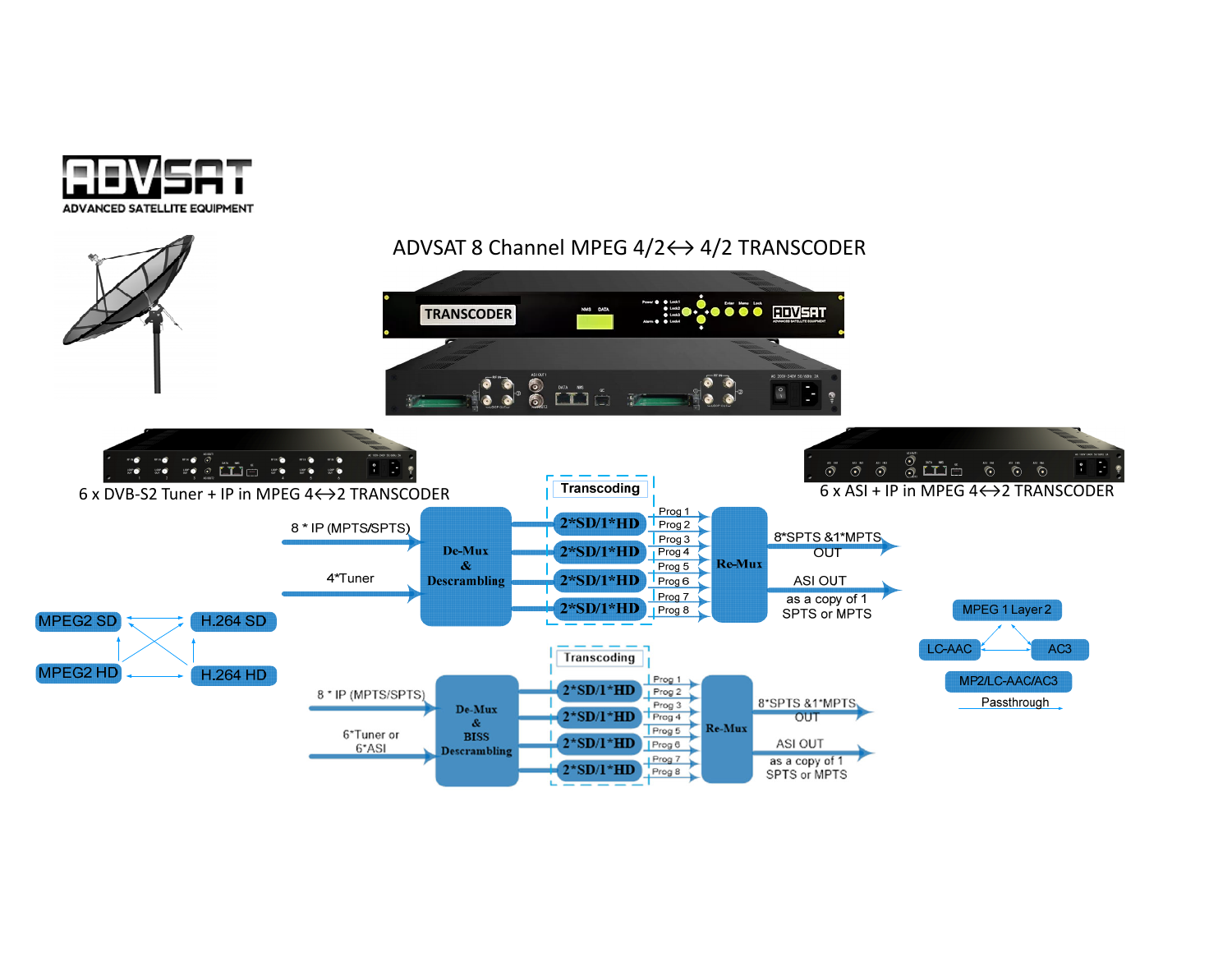ADVSAT
ADVANCED SATELLITE EQUIPMENT

# ADVSAT 8 Channel MPEG 4/2<-> 4/2 TRANSCODER

TRANSCODER

6 x DVB-S2 Tuner + IP in MPEG 4<->2 TRANSCODER

6 x ASI + IP in MPEG 4<->2 TRANSCODER

8 * IP (MPTS/SPTS)

4*Tuner

De-Mux & Descrambling

Transcoding

2*SD/1*HD
2*SD/1*HD
2*SD/1*HD
2*SD/1*HD

Prog 1
Prog 2
Prog 3
Prog 4
Prog 5
Prog 6
Prog 7
Prog 8

Re-Mux

8*SPTS &1*MPTS OUT

ASI OUT as a copy of 1 SPTS or MPTS

MPEG2 SD
H.264 SD
MPEG2 HD
H.264 HD

MPEG 1 Layer 2
LC-AAC
AC3

MP2/LC-AAC/AC3
Passthrough

8 * IP (MPTS/SPTS)

6*Tuner or 6*ASI

De-Mux & BISS Descrambling

Transcoding

2*SD/1*HD
2*SD/1*HD
2*SD/1*HD
2*SD/1*HD

Prog 1
Prog 2
Prog 3
Prog 4
Prog 5
Prog 6
Prog 7
Prog 8

Re-Mux

8*SPTS &1*MPTS OUT

ASI OUT as a copy of 1 SPTS or MPTS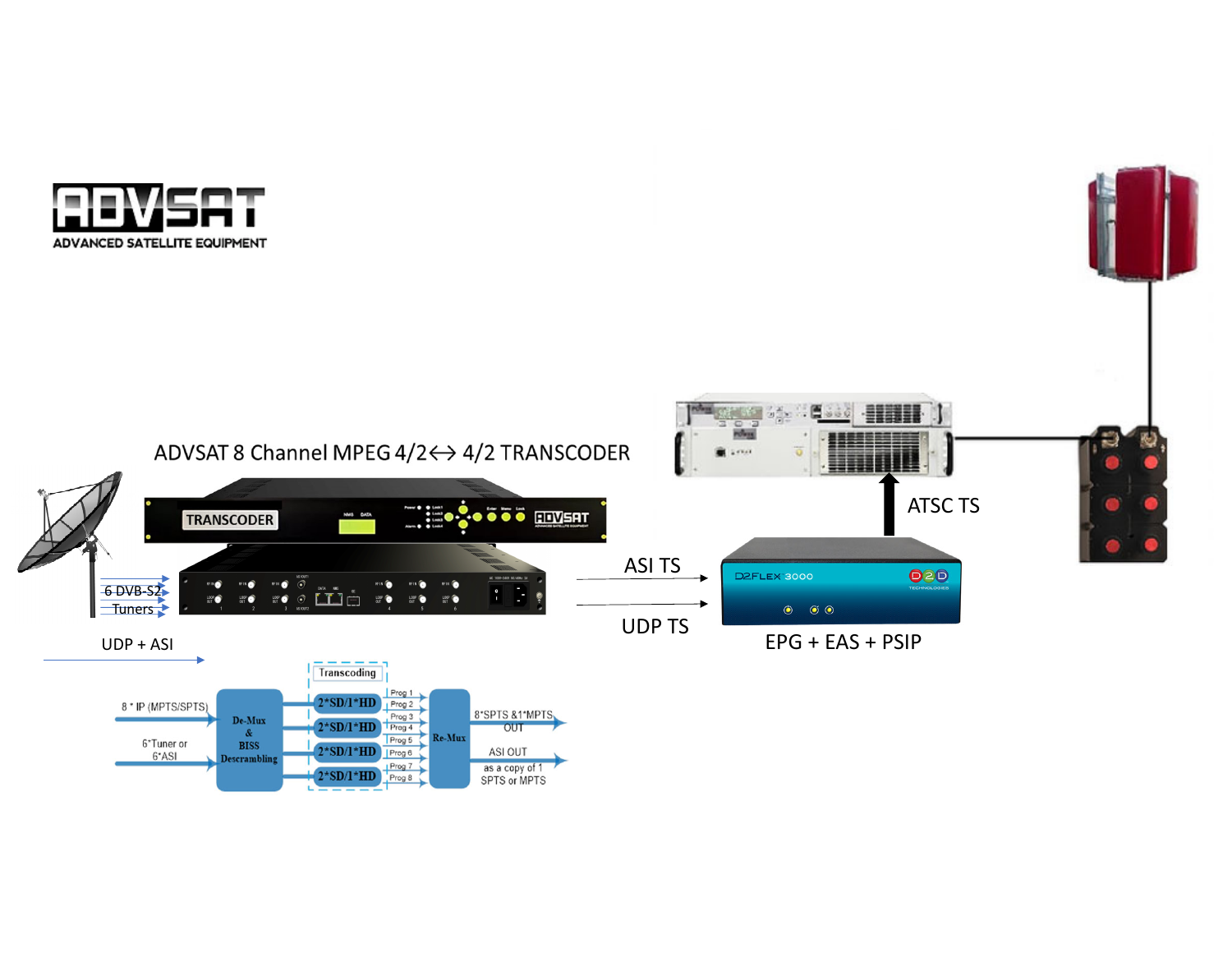ADVSAT
ADVANCED SATELLITE EQUIPMENT

ADVSAT 8 Channel MPEG 4/2<-> 4/2 TRANSCODER

6 DVB-S2
Tuners

UDP + ASI

ASI TS

UDP TS

ATSC TS

EPG + EAS + PSIP

8 * IP (MPTS/SPTS)

6*Tuner or 6*ASI

De-Mux & BISS Descrambling

Transcoding

2*SD/1*HD

2*SD/1*HD

2*SD/1*HD

2*SD/1*HD

Prog 1
Prog 2
Prog 3
Prog 4
Prog 5
Prog 6
Prog 7
Prog 8

Re-Mux

8*SPTS &1*MPTS OUT

ASI OUT
as a copy of 1 SPTS or MPTS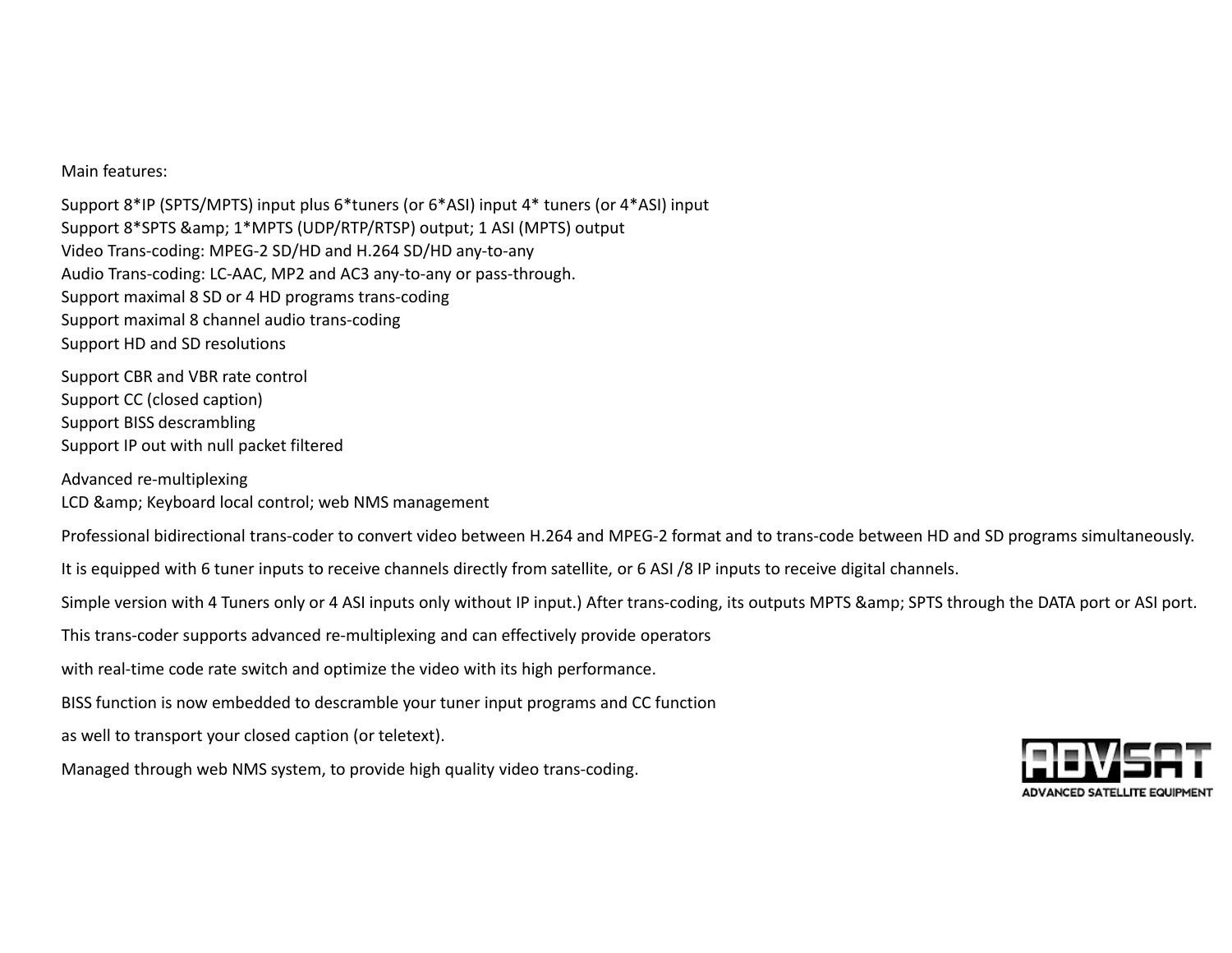Main features:

Support 8*IP (SPTS/MPTS) input plus 6*tuners (or 6*ASI) input 4* tuners (or 4*ASI) input
Support 8*SPTS &amp; 1*MPTS (UDP/RTP/RTSP) output; 1 ASI (MPTS) output
Video Trans-coding: MPEG-2 SD/HD and H.264 SD/HD any-to-any
Audio Trans-coding: LC-AAC, MP2 and AC3 any-to-any or pass-through.
Support maximal 8 SD or 4 HD programs trans-coding
Support maximal 8 channel audio trans-coding
Support HD and SD resolutions

Support CBR and VBR rate control
Support CC (closed caption)
Support BISS descrambling
Support IP out with null packet filtered

Advanced re-multiplexing
LCD &amp; Keyboard local control; web NMS management

Professional bidirectional trans-coder to convert video between H.264 and MPEG-2 format and to trans-code between HD and SD programs simultaneously.

It is equipped with 6 tuner inputs to receive channels directly from satellite, or 6 ASI /8 IP inputs to receive digital channels.

Simple version with 4 Tuners only or 4 ASI inputs only without IP input.) After trans-coding, its outputs MPTS &amp; SPTS through the DATA port or ASI port.

This trans-coder supports advanced re-multiplexing and can effectively provide operators

with real-time code rate switch and optimize the video with its high performance.

BISS function is now embedded to descramble your tuner input programs and CC function

as well to transport your closed caption (or teletext).

Managed through web NMS system, to provide high quality video trans-coding.

ADVSAT
ADVANCED SATELLITE EQUIPMENT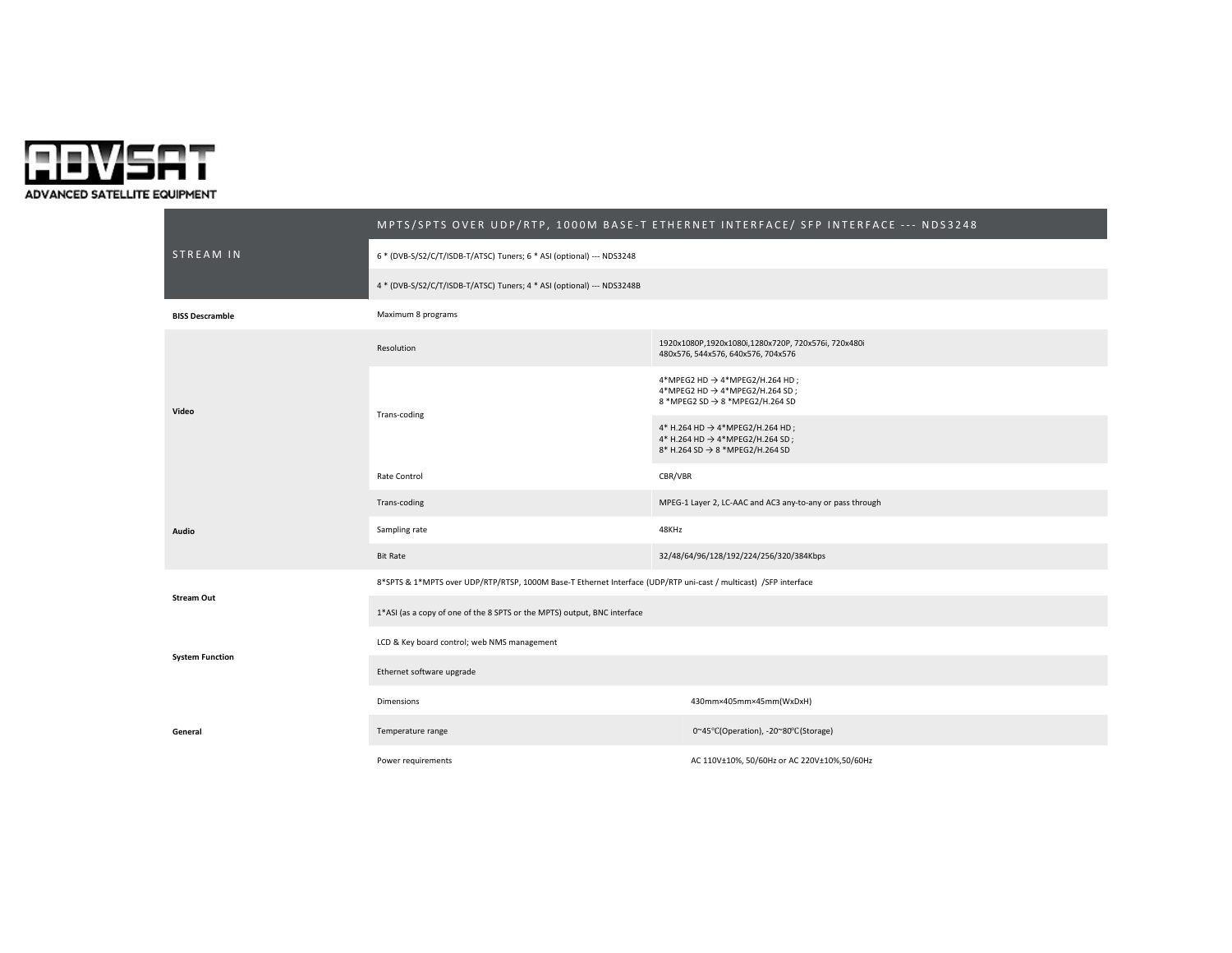ADVSAT

ADVANCED SATELLITE EQUIPMENT

| | | |
|---|---|---|
| STREAM IN | MPTS/SPTS OVER UDP/RTP, 1000M BASE-T ETHERNET INTERFACE/ SFP INTERFACE --- NDS3248 | |
| | 6 * (DVB-S/S2/C/T/ISDB-T/ATSC) Tuners; 6 * ASI (optional) --- NDS3248 | |
| | 4 * (DVB-S/S2/C/T/ISDB-T/ATSC) Tuners; 4 * ASI (optional) --- NDS3248B | |
| **BISS Descramble** | Maximum 8 programs | |
| **Video** | Resolution | 1920x1080P,1920x1080i,1280x720P, 720x576i, 720x480i<br>480x576, 544x576, 640x576, 704x576 |
| | Trans-coding | 4*MPEG2 HD → 4*MPEG2/H.264 HD ;<br>4*MPEG2 HD → 4*MPEG2/H.264 SD ;<br>8 *MPEG2 SD → 8 *MPEG2/H.264 SD |
| | | 4* H.264 HD → 4*MPEG2/H.264 HD ;<br>4* H.264 HD → 4*MPEG2/H.264 SD ;<br>8* H.264 SD → 8 *MPEG2/H.264 SD |
| | Rate Control | CBR/VBR |
| **Audio** | Trans-coding | MPEG-1 Layer 2, LC-AAC and AC3 any-to-any or pass through |
| | Sampling rate | 48KHz |
| | Bit Rate | 32/48/64/96/128/192/224/256/320/384Kbps |
| **Stream Out** | 8*SPTS & 1*MPTS over UDP/RTP/RTSP, 1000M Base-T Ethernet Interface (UDP/RTP uni-cast / multicast) /SFP interface | |
| | 1*ASI (as a copy of one of the 8 SPTS or the MPTS) output, BNC interface | |
| **System Function** | LCD & Key board control; web NMS management | |
| | Ethernet software upgrade | |
| **General** | Dimensions | 430mm×405mm×45mm(WxDxH) |
| | Temperature range | 0~45℃(Operation), -20~80℃(Storage) |
| | Power requirements | AC 110V±10%, 50/60Hz or AC 220V±10%,50/60Hz |